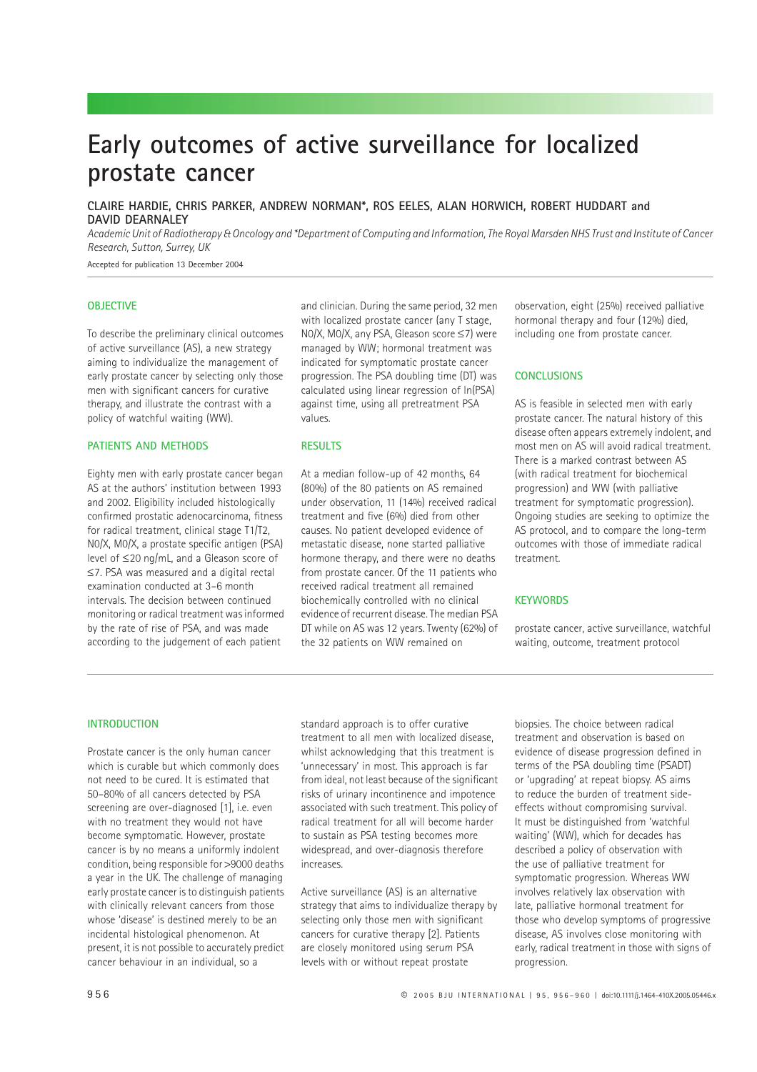# Early outcomes of active surveillance for localized prostate cancer

**CLAIRE HARDIE, CHRIS PARKER, ANDREW NORMAN*, ROS EELES, ALAN HORWICH, ROBERT HUDDART and DAVID DEARNALEY**

*Academic Unit of Radiotherapy & Oncology and *Department of Computing and Information, The Royal Marsden NHS Trust and Institute of Cancer Research, Sutton, Surrey, UK*

Accepted for publication 13 December 2004

## OBJECTIVE

To describe the preliminary clinical outcomes of active surveillance (AS), a new strategy aiming to individualize the management of early prostate cancer by selecting only those men with significant cancers for curative therapy, and illustrate the contrast with a policy of watchful waiting (WW).

## PATIENTS AND METHODS

Eighty men with early prostate cancer began AS at the authors' institution between 1993 and 2002. Eligibility included histologically confirmed prostatic adenocarcinoma, fitness for radical treatment, clinical stage T1/T2, N0/X, M0/X, a prostate specific antigen (PSA) level of ≤20 ng/mL, and a Gleason score of ≤7. PSA was measured and a digital rectal examination conducted at 3–6 month intervals. The decision between continued monitoring or radical treatment was informed by the rate of rise of PSA, and was made according to the judgement of each patient and clinician. During the same period, 32 men with localized prostate cancer (any T stage, N0/X, M0/X, any PSA, Gleason score ≤7) were managed by WW; hormonal treatment was indicated for symptomatic prostate cancer progression. The PSA doubling time (DT) was calculated using linear regression of ln(PSA) against time, using all pretreatment PSA values.

## RESULTS

At a median follow-up of 42 months, 64 (80%) of the 80 patients on AS remained under observation, 11 (14%) received radical treatment and five (6%) died from other causes. No patient developed evidence of metastatic disease, none started palliative hormone therapy, and there were no deaths from prostate cancer. Of the 11 patients who received radical treatment all remained biochemically controlled with no clinical evidence of recurrent disease. The median PSA DT while on AS was 12 years. Twenty (62%) of the 32 patients on WW remained on observation, eight (25%) received palliative hormonal therapy and four (12%) died, including one from prostate cancer.

## CONCLUSIONS

AS is feasible in selected men with early prostate cancer. The natural history of this disease often appears extremely indolent, and most men on AS will avoid radical treatment. There is a marked contrast between AS (with radical treatment for biochemical progression) and WW (with palliative treatment for symptomatic progression). Ongoing studies are seeking to optimize the AS protocol, and to compare the long-term outcomes with those of immediate radical treatment.

## KEYWORDS

prostate cancer, active surveillance, watchful waiting, outcome, treatment protocol

## INTRODUCTION

Prostate cancer is the only human cancer which is curable but which commonly does not need to be cured. It is estimated that 50–80% of all cancers detected by PSA screening are over-diagnosed [1], i.e. even with no treatment they would not have become symptomatic. However, prostate cancer is by no means a uniformly indolent condition, being responsible for >9000 deaths a year in the UK. The challenge of managing early prostate cancer is to distinguish patients with clinically relevant cancers from those whose 'disease' is destined merely to be an incidental histological phenomenon. At present, it is not possible to accurately predict cancer behaviour in an individual, so a standard approach is to offer curative treatment to all men with localized disease, whilst acknowledging that this treatment is 'unnecessary' in most. This approach is far from ideal, not least because of the significant risks of urinary incontinence and impotence associated with such treatment. This policy of radical treatment for all will become harder to sustain as PSA testing becomes more widespread, and over-diagnosis therefore increases.

Active surveillance (AS) is an alternative strategy that aims to individualize therapy by selecting only those men with significant cancers for curative therapy [2]. Patients are closely monitored using serum PSA levels with or without repeat prostate biopsies. The choice between radical treatment and observation is based on evidence of disease progression defined in terms of the PSA doubling time (PSADT) or 'upgrading' at repeat biopsy. AS aims to reduce the burden of treatment side-effects without compromising survival. It must be distinguished from 'watchful waiting' (WW), which for decades has described a policy of observation with the use of palliative treatment for symptomatic progression. Whereas WW involves relatively lax observation with late, palliative hormonal treatment for those who develop symptoms of progressive disease, AS involves close monitoring with early, radical treatment in those with signs of progression.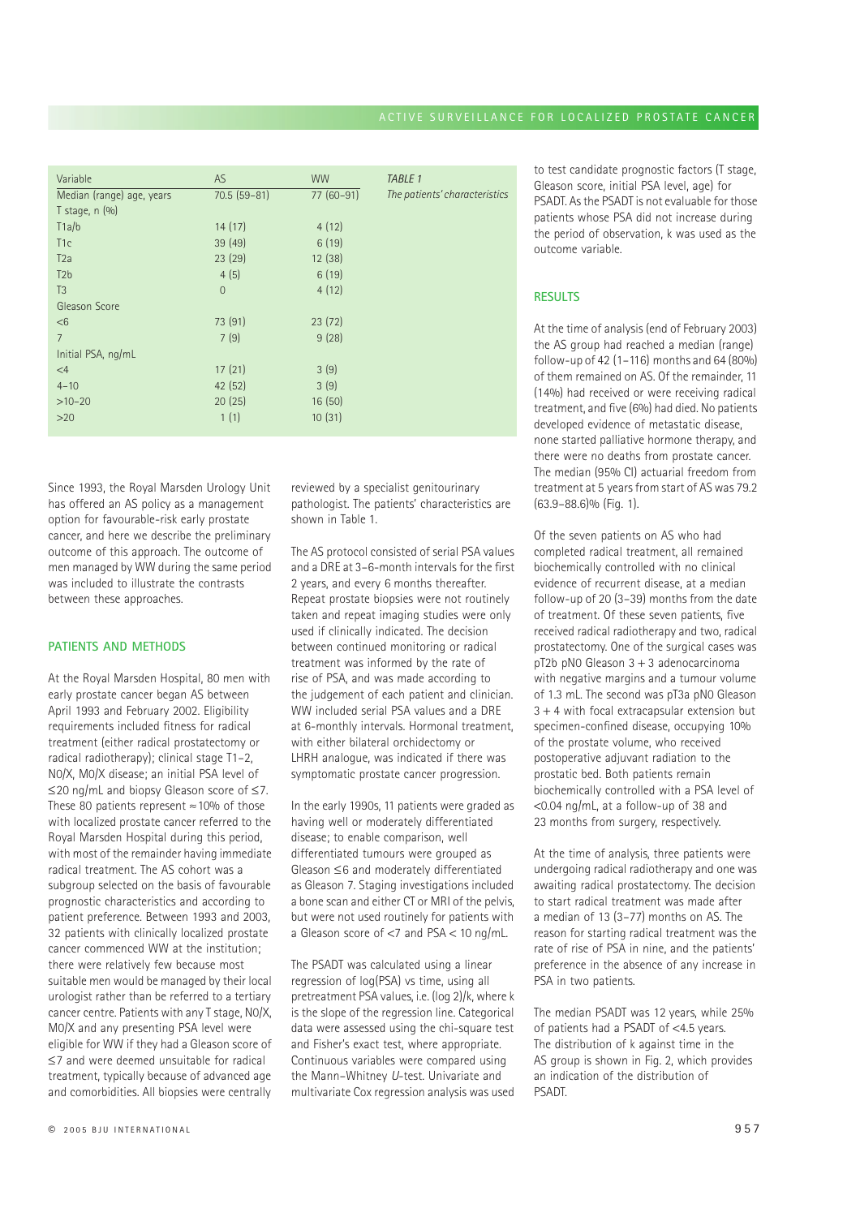| Variable | AS | WW |
|---|---|---|
| Median (range) age, years | 70.5 (59–81) | 77 (60–91) |
| T stage, n (%) | | |
| T1a/b | 14 (17) | 4 (12) |
| T1c | 39 (49) | 6 (19) |
| T2a | 23 (29) | 12 (38) |
| T2b | 4 (5) | 6 (19) |
| T3 | 0 | 4 (12) |
| Gleason Score | | |
| <6 | 73 (91) | 23 (72) |
| 7 | 7 (9) | 9 (28) |
| Initial PSA, ng/mL | | |
| <4 | 17 (21) | 3 (9) |
| 4–10 | 42 (52) | 3 (9) |
| >10–20 | 20 (25) | 16 (50) |
| >20 | 1 (1) | 10 (31) |

*TABLE 1*
*The patients' characteristics*

Since 1993, the Royal Marsden Urology Unit has offered an AS policy as a management option for favourable-risk early prostate cancer, and here we describe the preliminary outcome of this approach. The outcome of men managed by WW during the same period was included to illustrate the contrasts between these approaches.

## PATIENTS AND METHODS

At the Royal Marsden Hospital, 80 men with early prostate cancer began AS between April 1993 and February 2002. Eligibility requirements included fitness for radical treatment (either radical prostatectomy or radical radiotherapy); clinical stage T1–2, N0/X, M0/X disease; an initial PSA level of ≤20 ng/mL and biopsy Gleason score of ≤7. These 80 patients represent ≈10% of those with localized prostate cancer referred to the Royal Marsden Hospital during this period, with most of the remainder having immediate radical treatment. The AS cohort was a subgroup selected on the basis of favourable prognostic characteristics and according to patient preference. Between 1993 and 2003, 32 patients with clinically localized prostate cancer commenced WW at the institution; there were relatively few because most suitable men would be managed by their local urologist rather than be referred to a tertiary cancer centre. Patients with any T stage, N0/X, M0/X and any presenting PSA level were eligible for WW if they had a Gleason score of ≤7 and were deemed unsuitable for radical treatment, typically because of advanced age and comorbidities. All biopsies were centrally reviewed by a specialist genitourinary pathologist. The patients' characteristics are shown in Table 1.

The AS protocol consisted of serial PSA values and a DRE at 3–6-month intervals for the first 2 years, and every 6 months thereafter. Repeat prostate biopsies were not routinely taken and repeat imaging studies were only used if clinically indicated. The decision between continued monitoring or radical treatment was informed by the rate of rise of PSA, and was made according to the judgement of each patient and clinician. WW included serial PSA values and a DRE at 6-monthly intervals. Hormonal treatment, with either bilateral orchidectomy or LHRH analogue, was indicated if there was symptomatic prostate cancer progression.

In the early 1990s, 11 patients were graded as having well or moderately differentiated disease; to enable comparison, well differentiated tumours were grouped as Gleason ≤6 and moderately differentiated as Gleason 7. Staging investigations included a bone scan and either CT or MRI of the pelvis, but were not used routinely for patients with a Gleason score of <7 and PSA < 10 ng/mL.

The PSADT was calculated using a linear regression of log(PSA) vs time, using all pretreatment PSA values, i.e. (log 2)/k, where k is the slope of the regression line. Categorical data were assessed using the chi-square test and Fisher's exact test, where appropriate. Continuous variables were compared using the Mann–Whitney *U*-test. Univariate and multivariate Cox regression analysis was used to test candidate prognostic factors (T stage, Gleason score, initial PSA level, age) for PSADT. As the PSADT is not evaluable for those patients whose PSA did not increase during the period of observation, k was used as the outcome variable.

## RESULTS

At the time of analysis (end of February 2003) the AS group had reached a median (range) follow-up of 42 (1–116) months and 64 (80%) of them remained on AS. Of the remainder, 11 (14%) had received or were receiving radical treatment, and five (6%) had died. No patients developed evidence of metastatic disease, none started palliative hormone therapy, and there were no deaths from prostate cancer. The median (95% CI) actuarial freedom from treatment at 5 years from start of AS was 79.2 (63.9–88.6)% (Fig. 1).

Of the seven patients on AS who had completed radical treatment, all remained biochemically controlled with no clinical evidence of recurrent disease, at a median follow-up of 20 (3–39) months from the date of treatment. Of these seven patients, five received radical radiotherapy and two, radical prostatectomy. One of the surgical cases was pT2b pN0 Gleason 3 + 3 adenocarcinoma with negative margins and a tumour volume of 1.3 mL. The second was pT3a pN0 Gleason 3 + 4 with focal extracapsular extension but specimen-confined disease, occupying 10% of the prostate volume, who received postoperative adjuvant radiation to the prostatic bed. Both patients remain biochemically controlled with a PSA level of <0.04 ng/mL, at a follow-up of 38 and 23 months from surgery, respectively.

At the time of analysis, three patients were undergoing radical radiotherapy and one was awaiting radical prostatectomy. The decision to start radical treatment was made after a median of 13 (3–77) months on AS. The reason for starting radical treatment was the rate of rise of PSA in nine, and the patients' preference in the absence of any increase in PSA in two patients.

The median PSADT was 12 years, while 25% of patients had a PSADT of <4.5 years. The distribution of k against time in the AS group is shown in Fig. 2, which provides an indication of the distribution of PSADT.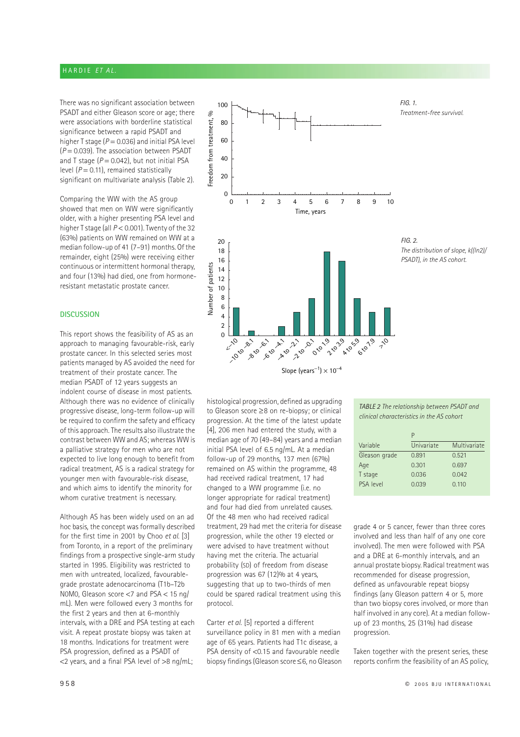There was no significant association between PSADT and either Gleason score or age; there were associations with borderline statistical significance between a rapid PSADT and higher T stage ($P = 0.036$) and initial PSA level ($P = 0.039$). The association between PSADT and T stage ($P = 0.042$), but not initial PSA level ($P = 0.11$), remained statistically significant on multivariate analysis (Table 2).

Comparing the WW with the AS group showed that men on WW were significantly older, with a higher presenting PSA level and higher T stage (all $P < 0.001$). Twenty of the 32 (63%) patients on WW remained on WW at a median follow-up of 41 (7–91) months. Of the remainder, eight (25%) were receiving either continuous or intermittent hormonal therapy, and four (13%) had died, one from hormone-resistant metastatic prostate cancer.

*FIG. 1. Treatment-free survival.*

*FIG. 2. The distribution of slope, k((ln2)/PSADT), in the AS cohort.*

## DISCUSSION

This report shows the feasibility of AS as an approach to managing favourable-risk, early prostate cancer. In this selected series most patients managed by AS avoided the need for treatment of their prostate cancer. The median PSADT of 12 years suggests an indolent course of disease in most patients. Although there was no evidence of clinically progressive disease, long-term follow-up will be required to confirm the safety and efficacy of this approach. The results also illustrate the contrast between WW and AS; whereas WW is a palliative strategy for men who are not expected to live long enough to benefit from radical treatment, AS is a radical strategy for younger men with favourable-risk disease, and which aims to identify the minority for whom curative treatment is necessary.

Although AS has been widely used on an ad hoc basis, the concept was formally described for the first time in 2001 by Choo *et al.* [3] from Toronto, in a report of the preliminary findings from a prospective single-arm study started in 1995. Eligibility was restricted to men with untreated, localized, favourable-grade prostate adenocarcinoma (T1b–T2b N0M0, Gleason score <7 and PSA < 15 ng/mL). Men were followed every 3 months for the first 2 years and then at 6-monthly intervals, with a DRE and PSA testing at each visit. A repeat prostate biopsy was taken at 18 months. Indications for treatment were PSA progression, defined as a PSADT of <2 years, and a final PSA level of >8 ng/mL; histological progression, defined as upgrading to Gleason score ≥8 on re-biopsy; or clinical progression. At the time of the latest update [4], 206 men had entered the study, with a median age of 70 (49–84) years and a median initial PSA level of 6.5 ng/mL. At a median follow-up of 29 months, 137 men (67%) remained on AS within the programme, 48 had received radical treatment, 17 had changed to a WW programme (i.e. no longer appropriate for radical treatment) and four had died from unrelated causes. Of the 48 men who had received radical treatment, 29 had met the criteria for disease progression, while the other 19 elected or were advised to have treatment without having met the criteria. The actuarial probability (SD) of freedom from disease progression was 67 (12)% at 4 years, suggesting that up to two-thirds of men could be spared radical treatment using this protocol.

*TABLE 2 The relationship between PSADT and clinical characteristics in the AS cohort*

| Variable | P Univariate | P Multivariate |
|---|---|---|
| Gleason grade | 0.891 | 0.521 |
| Age | 0.301 | 0.697 |
| T stage | 0.036 | 0.042 |
| PSA level | 0.039 | 0.110 |

Carter *et al.* [5] reported a different surveillance policy in 81 men with a median age of 65 years. Patients had T1c disease, a PSA density of <0.15 and favourable needle biopsy findings (Gleason score ≤6, no Gleason grade 4 or 5 cancer, fewer than three cores involved and less than half of any one core involved). The men were followed with PSA and a DRE at 6-monthly intervals, and an annual prostate biopsy. Radical treatment was recommended for disease progression, defined as unfavourable repeat biopsy findings (any Gleason pattern 4 or 5, more than two biopsy cores involved, or more than half involved in any core). At a median follow-up of 23 months, 25 (31%) had disease progression.

Taken together with the present series, these reports confirm the feasibility of an AS policy,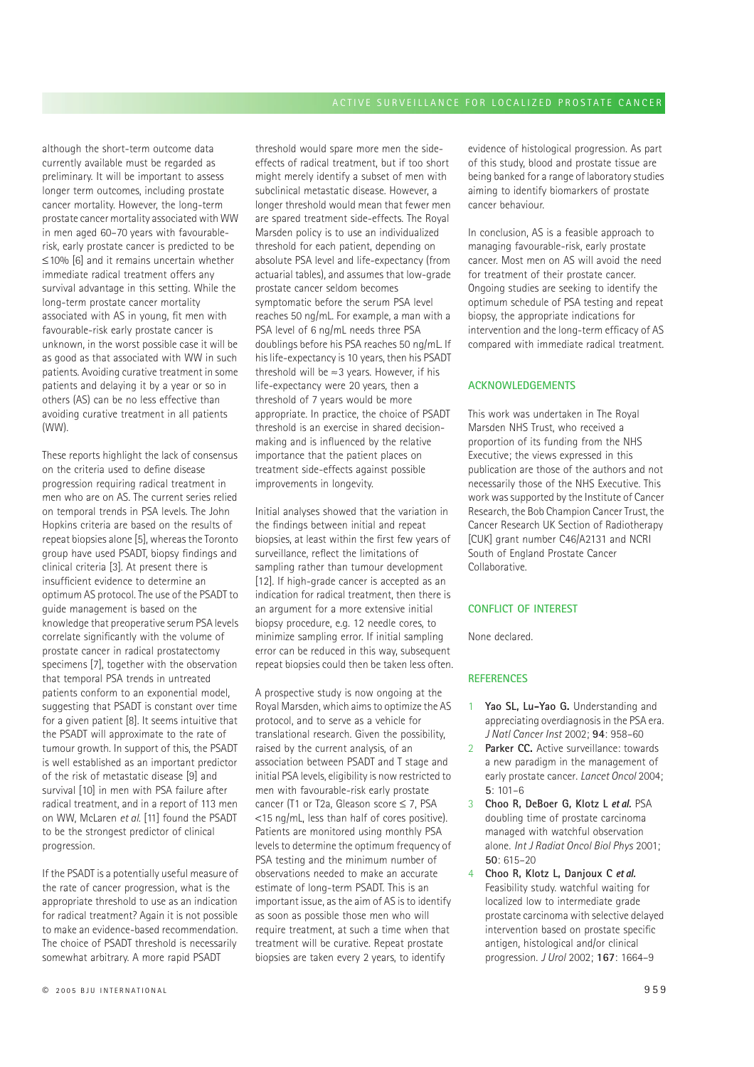although the short-term outcome data currently available must be regarded as preliminary. It will be important to assess longer term outcomes, including prostate cancer mortality. However, the long-term prostate cancer mortality associated with WW in men aged 60–70 years with favourable-risk, early prostate cancer is predicted to be ≤10% [6] and it remains uncertain whether immediate radical treatment offers any survival advantage in this setting. While the long-term prostate cancer mortality associated with AS in young, fit men with favourable-risk early prostate cancer is unknown, in the worst possible case it will be as good as that associated with WW in such patients. Avoiding curative treatment in some patients and delaying it by a year or so in others (AS) can be no less effective than avoiding curative treatment in all patients (WW).

These reports highlight the lack of consensus on the criteria used to define disease progression requiring radical treatment in men who are on AS. The current series relied on temporal trends in PSA levels. The John Hopkins criteria are based on the results of repeat biopsies alone [5], whereas the Toronto group have used PSADT, biopsy findings and clinical criteria [3]. At present there is insufficient evidence to determine an optimum AS protocol. The use of the PSADT to guide management is based on the knowledge that preoperative serum PSA levels correlate significantly with the volume of prostate cancer in radical prostatectomy specimens [7], together with the observation that temporal PSA trends in untreated patients conform to an exponential model, suggesting that PSADT is constant over time for a given patient [8]. It seems intuitive that the PSADT will approximate to the rate of tumour growth. In support of this, the PSADT is well established as an important predictor of the risk of metastatic disease [9] and survival [10] in men with PSA failure after radical treatment, and in a report of 113 men on WW, McLaren *et al.* [11] found the PSADT to be the strongest predictor of clinical progression.

If the PSADT is a potentially useful measure of the rate of cancer progression, what is the appropriate threshold to use as an indication for radical treatment? Again it is not possible to make an evidence-based recommendation. The choice of PSADT threshold is necessarily somewhat arbitrary. A more rapid PSADT threshold would spare more men the side-effects of radical treatment, but if too short might merely identify a subset of men with subclinical metastatic disease. However, a longer threshold would mean that fewer men are spared treatment side-effects. The Royal Marsden policy is to use an individualized threshold for each patient, depending on absolute PSA level and life-expectancy (from actuarial tables), and assumes that low-grade prostate cancer seldom becomes symptomatic before the serum PSA level reaches 50 ng/mL. For example, a man with a PSA level of 6 ng/mL needs three PSA doublings before his PSA reaches 50 ng/mL. If his life-expectancy is 10 years, then his PSADT threshold will be ≈3 years. However, if his life-expectancy were 20 years, then a threshold of 7 years would be more appropriate. In practice, the choice of PSADT threshold is an exercise in shared decision-making and is influenced by the relative importance that the patient places on treatment side-effects against possible improvements in longevity.

Initial analyses showed that the variation in the findings between initial and repeat biopsies, at least within the first few years of surveillance, reflect the limitations of sampling rather than tumour development [12]. If high-grade cancer is accepted as an indication for radical treatment, then there is an argument for a more extensive initial biopsy procedure, e.g. 12 needle cores, to minimize sampling error. If initial sampling error can be reduced in this way, subsequent repeat biopsies could then be taken less often.

A prospective study is now ongoing at the Royal Marsden, which aims to optimize the AS protocol, and to serve as a vehicle for translational research. Given the possibility, raised by the current analysis, of an association between PSADT and T stage and initial PSA levels, eligibility is now restricted to men with favourable-risk early prostate cancer (T1 or T2a, Gleason score ≤ 7, PSA <15 ng/mL, less than half of cores positive). Patients are monitored using monthly PSA levels to determine the optimum frequency of PSA testing and the minimum number of observations needed to make an accurate estimate of long-term PSADT. This is an important issue, as the aim of AS is to identify as soon as possible those men who will require treatment, at such a time when that treatment will be curative. Repeat prostate biopsies are taken every 2 years, to identify evidence of histological progression. As part of this study, blood and prostate tissue are being banked for a range of laboratory studies aiming to identify biomarkers of prostate cancer behaviour.

In conclusion, AS is a feasible approach to managing favourable-risk, early prostate cancer. Most men on AS will avoid the need for treatment of their prostate cancer. Ongoing studies are seeking to identify the optimum schedule of PSA testing and repeat biopsy, the appropriate indications for intervention and the long-term efficacy of AS compared with immediate radical treatment.

## ACKNOWLEDGEMENTS

This work was undertaken in The Royal Marsden NHS Trust, who received a proportion of its funding from the NHS Executive; the views expressed in this publication are those of the authors and not necessarily those of the NHS Executive. This work was supported by the Institute of Cancer Research, the Bob Champion Cancer Trust, the Cancer Research UK Section of Radiotherapy [CUK] grant number C46/A2131 and NCRI South of England Prostate Cancer Collaborative.

## CONFLICT OF INTEREST

None declared.

## REFERENCES

1. **Yao SL, Lu-Yao G.** Understanding and appreciating overdiagnosis in the PSA era. *J Natl Cancer Inst* 2002; **94**: 958–60
2. **Parker CC.** Active surveillance: towards a new paradigm in the management of early prostate cancer. *Lancet Oncol* 2004; **5**: 101–6
3. **Choo R, DeBoer G, Klotz L *et al.*** PSA doubling time of prostate carcinoma managed with watchful observation alone. *Int J Radiat Oncol Biol Phys* 2001; **50**: 615–20
4. **Choo R, Klotz L, Danjoux C *et al.*** Feasibility study. watchful waiting for localized low to intermediate grade prostate carcinoma with selective delayed intervention based on prostate specific antigen, histological and/or clinical progression. *J Urol* 2002; **167**: 1664–9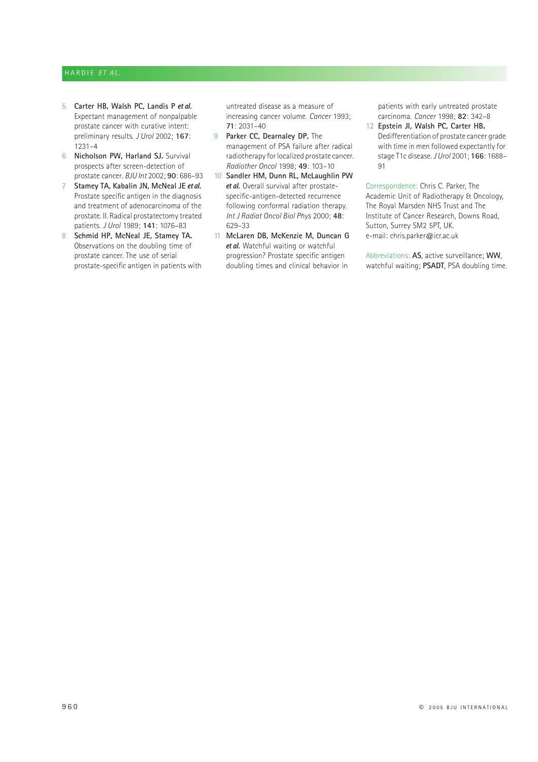5. **Carter HB, Walsh PC, Landis P *et al.*** Expectant management of nonpalpable prostate cancer with curative intent: preliminary results. *J Urol* 2002; **167**: 1231–4
6. **Nicholson PW, Harland SJ.** Survival prospects after screen-detection of prostate cancer. *BJU Int* 2002; **90**: 686–93
7. **Stamey TA, Kabalin JN, McNeal JE *et al.*** Prostate specific antigen in the diagnosis and treatment of adenocarcinoma of the prostate. II. Radical prostatectomy treated patients. *J Urol* 1989; **141**: 1076–83
8. **Schmid HP, McNeal JE, Stamey TA.** Observations on the doubling time of prostate cancer. The use of serial prostate-specific antigen in patients with untreated disease as a measure of increasing cancer volume. *Cancer* 1993; **71**: 2031–40
9. **Parker CC, Dearnaley DP.** The management of PSA failure after radical radiotherapy for localized prostate cancer. *Radiother Oncol* 1998; **49**: 103–10
10. **Sandler HM, Dunn RL, McLaughlin PW *et al.*** Overall survival after prostate-specific-antigen-detected recurrence following conformal radiation therapy. *Int J Radiat Oncol Biol Phys* 2000; **48**: 629–33
11. **McLaren DB, McKenzie M, Duncan G *et al.*** Watchful waiting or watchful progression? Prostate specific antigen doubling times and clinical behavior in patients with early untreated prostate carcinoma. *Cancer* 1998; **82**: 342–8
12. **Epstein JI, Walsh PC, Carter HB.** Dedifferentiation of prostate cancer grade with time in men followed expectantly for stage T1c disease. *J Urol* 2001; **166**: 1688–91

Correspondence: Chris C. Parker, The Academic Unit of Radiotherapy & Oncology, The Royal Marsden NHS Trust and The Institute of Cancer Research, Downs Road, Sutton, Surrey SM2 5PT, UK.
e-mail: chris.parker@icr.ac.uk

Abbreviations: **AS**, active surveillance; **WW**, watchful waiting; **PSADT**, PSA doubling time.